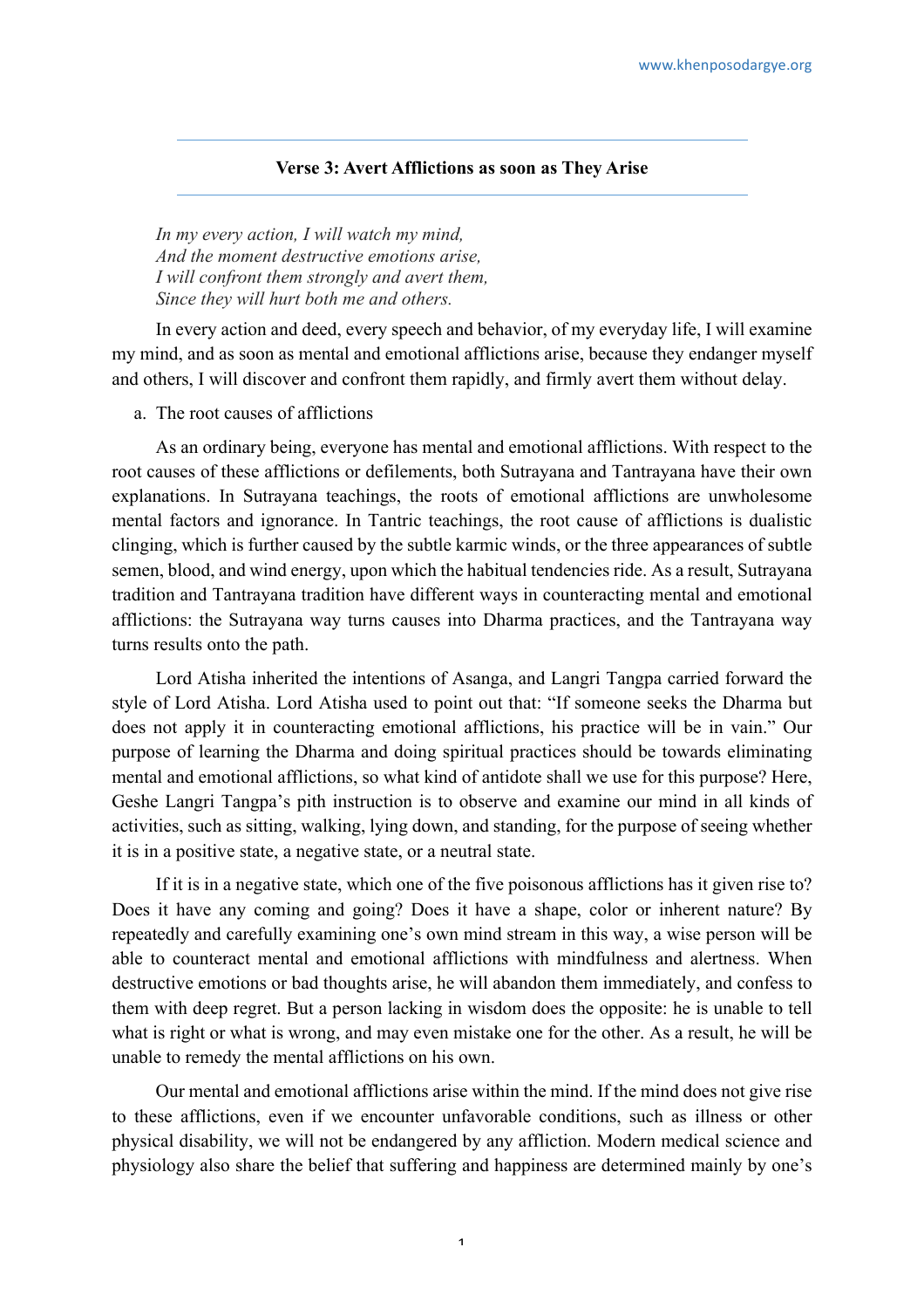## Verse 3: Avert Afflictions as soon as They Arise

*In my every action, I will watch my mind,*
*And the moment destructive emotions arise,*
*I will confront them strongly and avert them,*
*Since they will hurt both me and others.*

In every action and deed, every speech and behavior, of my everyday life, I will examine my mind, and as soon as mental and emotional afflictions arise, because they endanger myself and others, I will discover and confront them rapidly, and firmly avert them without delay.

a. The root causes of afflictions

As an ordinary being, everyone has mental and emotional afflictions. With respect to the root causes of these afflictions or defilements, both Sutrayana and Tantrayana have their own explanations. In Sutrayana teachings, the roots of emotional afflictions are unwholesome mental factors and ignorance. In Tantric teachings, the root cause of afflictions is dualistic clinging, which is further caused by the subtle karmic winds, or the three appearances of subtle semen, blood, and wind energy, upon which the habitual tendencies ride. As a result, Sutrayana tradition and Tantrayana tradition have different ways in counteracting mental and emotional afflictions: the Sutrayana way turns causes into Dharma practices, and the Tantrayana way turns results onto the path.

Lord Atisha inherited the intentions of Asanga, and Langri Tangpa carried forward the style of Lord Atisha. Lord Atisha used to point out that: "If someone seeks the Dharma but does not apply it in counteracting emotional afflictions, his practice will be in vain." Our purpose of learning the Dharma and doing spiritual practices should be towards eliminating mental and emotional afflictions, so what kind of antidote shall we use for this purpose? Here, Geshe Langri Tangpa's pith instruction is to observe and examine our mind in all kinds of activities, such as sitting, walking, lying down, and standing, for the purpose of seeing whether it is in a positive state, a negative state, or a neutral state.

If it is in a negative state, which one of the five poisonous afflictions has it given rise to? Does it have any coming and going? Does it have a shape, color or inherent nature? By repeatedly and carefully examining one's own mind stream in this way, a wise person will be able to counteract mental and emotional afflictions with mindfulness and alertness. When destructive emotions or bad thoughts arise, he will abandon them immediately, and confess to them with deep regret. But a person lacking in wisdom does the opposite: he is unable to tell what is right or what is wrong, and may even mistake one for the other. As a result, he will be unable to remedy the mental afflictions on his own.

Our mental and emotional afflictions arise within the mind. If the mind does not give rise to these afflictions, even if we encounter unfavorable conditions, such as illness or other physical disability, we will not be endangered by any affliction. Modern medical science and physiology also share the belief that suffering and happiness are determined mainly by one's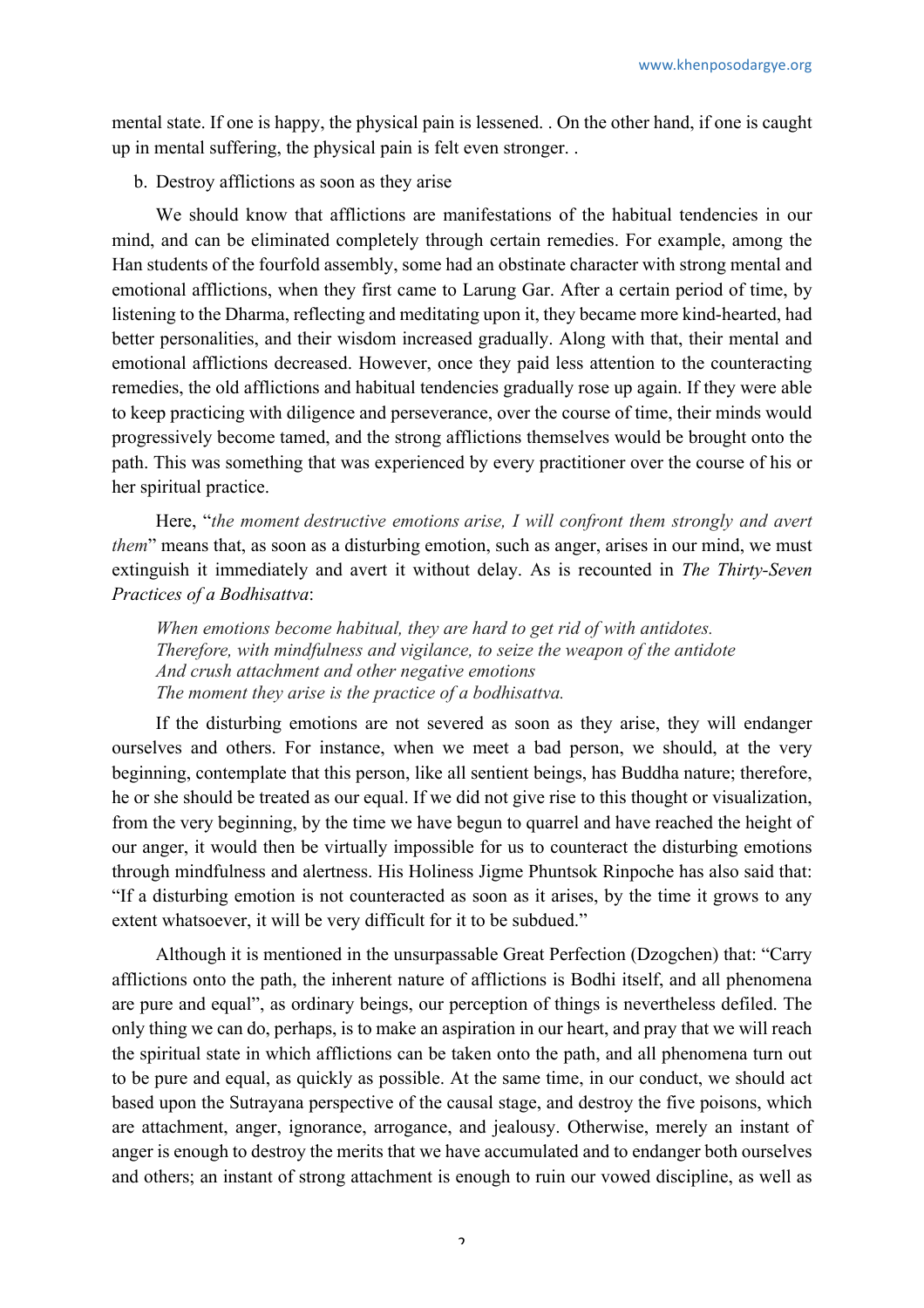mental state. If one is happy, the physical pain is lessened. . On the other hand, if one is caught up in mental suffering, the physical pain is felt even stronger. .

b. Destroy afflictions as soon as they arise

We should know that afflictions are manifestations of the habitual tendencies in our mind, and can be eliminated completely through certain remedies. For example, among the Han students of the fourfold assembly, some had an obstinate character with strong mental and emotional afflictions, when they first came to Larung Gar. After a certain period of time, by listening to the Dharma, reflecting and meditating upon it, they became more kind-hearted, had better personalities, and their wisdom increased gradually. Along with that, their mental and emotional afflictions decreased. However, once they paid less attention to the counteracting remedies, the old afflictions and habitual tendencies gradually rose up again. If they were able to keep practicing with diligence and perseverance, over the course of time, their minds would progressively become tamed, and the strong afflictions themselves would be brought onto the path. This was something that was experienced by every practitioner over the course of his or her spiritual practice.

Here, "*the moment destructive emotions arise, I will confront them strongly and avert them*" means that, as soon as a disturbing emotion, such as anger, arises in our mind, we must extinguish it immediately and avert it without delay. As is recounted in *The Thirty-Seven Practices of a Bodhisattva*:

> *When emotions become habitual, they are hard to get rid of with antidotes.*
> *Therefore, with mindfulness and vigilance, to seize the weapon of the antidote*
> *And crush attachment and other negative emotions*
> *The moment they arise is the practice of a bodhisattva.*

If the disturbing emotions are not severed as soon as they arise, they will endanger ourselves and others. For instance, when we meet a bad person, we should, at the very beginning, contemplate that this person, like all sentient beings, has Buddha nature; therefore, he or she should be treated as our equal. If we did not give rise to this thought or visualization, from the very beginning, by the time we have begun to quarrel and have reached the height of our anger, it would then be virtually impossible for us to counteract the disturbing emotions through mindfulness and alertness. His Holiness Jigme Phuntsok Rinpoche has also said that: "If a disturbing emotion is not counteracted as soon as it arises, by the time it grows to any extent whatsoever, it will be very difficult for it to be subdued."

Although it is mentioned in the unsurpassable Great Perfection (Dzogchen) that: "Carry afflictions onto the path, the inherent nature of afflictions is Bodhi itself, and all phenomena are pure and equal", as ordinary beings, our perception of things is nevertheless defiled. The only thing we can do, perhaps, is to make an aspiration in our heart, and pray that we will reach the spiritual state in which afflictions can be taken onto the path, and all phenomena turn out to be pure and equal, as quickly as possible. At the same time, in our conduct, we should act based upon the Sutrayana perspective of the causal stage, and destroy the five poisons, which are attachment, anger, ignorance, arrogance, and jealousy. Otherwise, merely an instant of anger is enough to destroy the merits that we have accumulated and to endanger both ourselves and others; an instant of strong attachment is enough to ruin our vowed discipline, as well as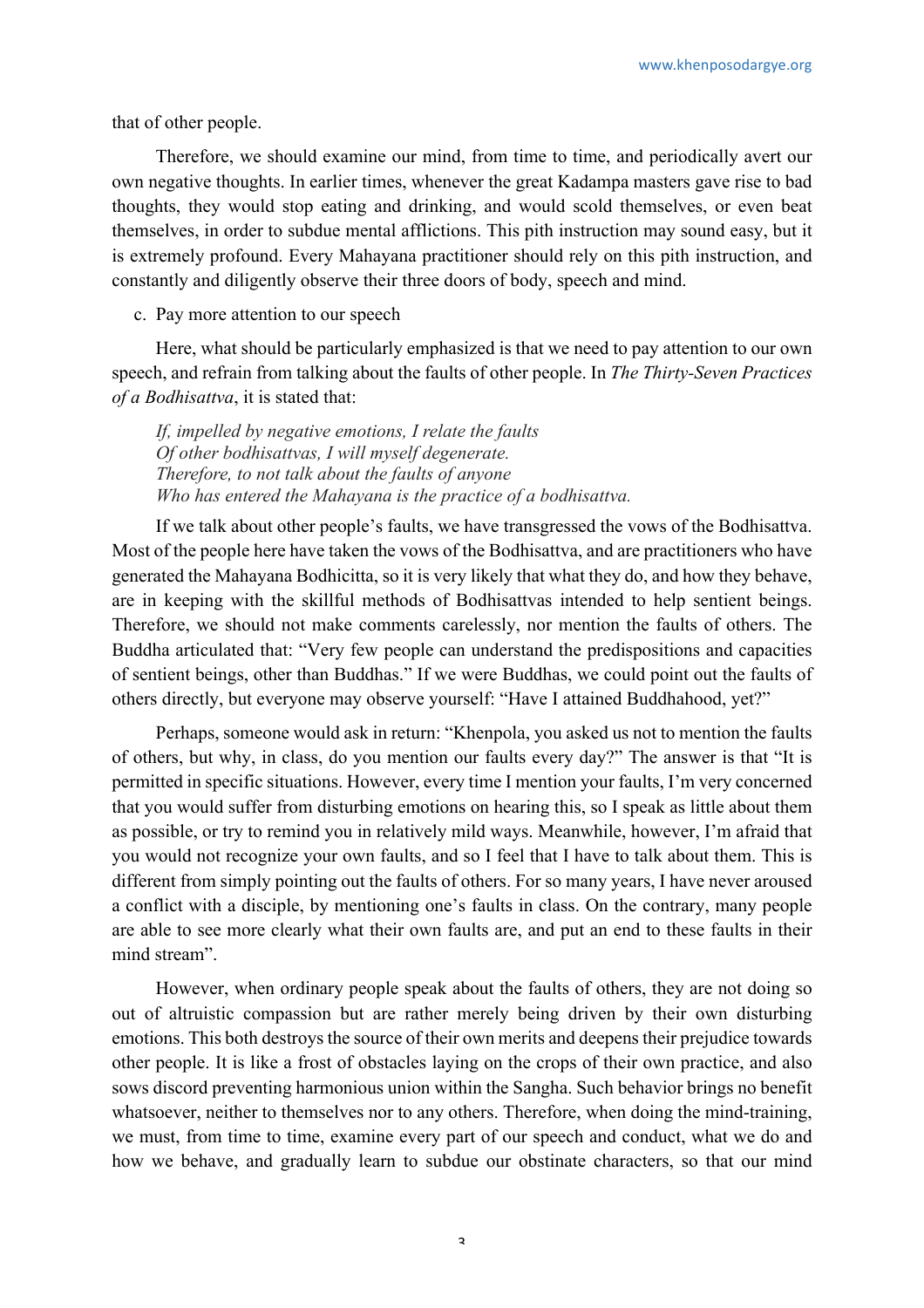that of other people.

Therefore, we should examine our mind, from time to time, and periodically avert our own negative thoughts. In earlier times, whenever the great Kadampa masters gave rise to bad thoughts, they would stop eating and drinking, and would scold themselves, or even beat themselves, in order to subdue mental afflictions. This pith instruction may sound easy, but it is extremely profound. Every Mahayana practitioner should rely on this pith instruction, and constantly and diligently observe their three doors of body, speech and mind.

c. Pay more attention to our speech

Here, what should be particularly emphasized is that we need to pay attention to our own speech, and refrain from talking about the faults of other people. In *The Thirty-Seven Practices of a Bodhisattva*, it is stated that:

> *If, impelled by negative emotions, I relate the faults*
> *Of other bodhisattvas, I will myself degenerate.*
> *Therefore, to not talk about the faults of anyone*
> *Who has entered the Mahayana is the practice of a bodhisattva.*

If we talk about other people's faults, we have transgressed the vows of the Bodhisattva. Most of the people here have taken the vows of the Bodhisattva, and are practitioners who have generated the Mahayana Bodhicitta, so it is very likely that what they do, and how they behave, are in keeping with the skillful methods of Bodhisattvas intended to help sentient beings. Therefore, we should not make comments carelessly, nor mention the faults of others. The Buddha articulated that: "Very few people can understand the predispositions and capacities of sentient beings, other than Buddhas." If we were Buddhas, we could point out the faults of others directly, but everyone may observe yourself: "Have I attained Buddhahood, yet?"

Perhaps, someone would ask in return: "Khenpola, you asked us not to mention the faults of others, but why, in class, do you mention our faults every day?" The answer is that "It is permitted in specific situations. However, every time I mention your faults, I'm very concerned that you would suffer from disturbing emotions on hearing this, so I speak as little about them as possible, or try to remind you in relatively mild ways. Meanwhile, however, I'm afraid that you would not recognize your own faults, and so I feel that I have to talk about them. This is different from simply pointing out the faults of others. For so many years, I have never aroused a conflict with a disciple, by mentioning one's faults in class. On the contrary, many people are able to see more clearly what their own faults are, and put an end to these faults in their mind stream".

However, when ordinary people speak about the faults of others, they are not doing so out of altruistic compassion but are rather merely being driven by their own disturbing emotions. This both destroys the source of their own merits and deepens their prejudice towards other people. It is like a frost of obstacles laying on the crops of their own practice, and also sows discord preventing harmonious union within the Sangha. Such behavior brings no benefit whatsoever, neither to themselves nor to any others. Therefore, when doing the mind-training, we must, from time to time, examine every part of our speech and conduct, what we do and how we behave, and gradually learn to subdue our obstinate characters, so that our mind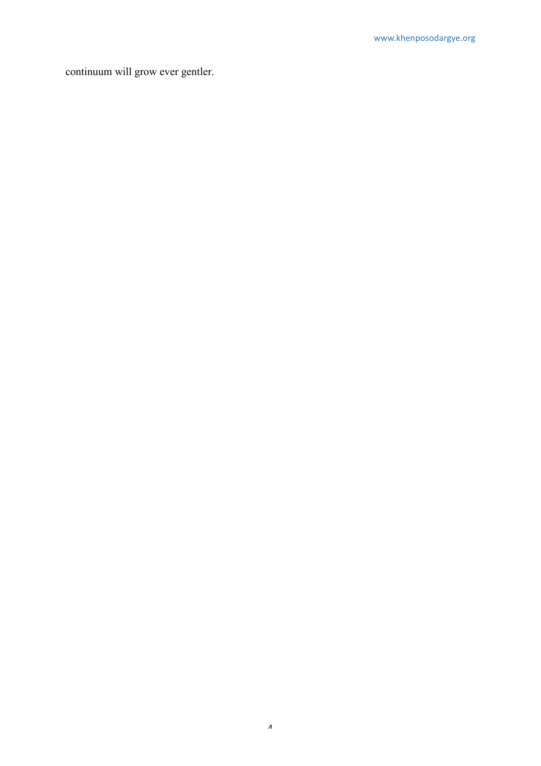continuum will grow ever gentler.